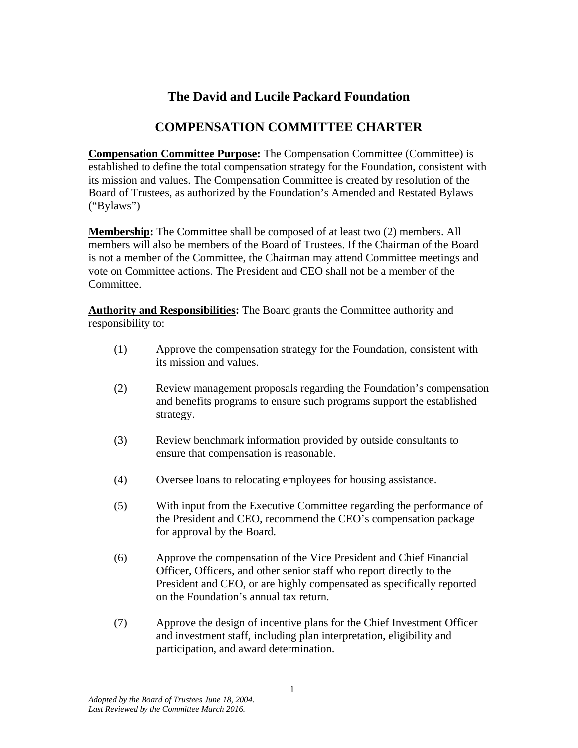# The David and Lucile Packard Foundation

## COMPENSATION COMMITTEE CHARTER

**<u>Compensation Committee Purpose</u>:** The Compensation Committee (Committee) is established to define the total compensation strategy for the Foundation, consistent with its mission and values. The Compensation Committee is created by resolution of the Board of Trustees, as authorized by the Foundation's Amended and Restated Bylaws ("Bylaws")

**<u>Membership</u>:** The Committee shall be composed of at least two (2) members. All members will also be members of the Board of Trustees. If the Chairman of the Board is not a member of the Committee, the Chairman may attend Committee meetings and vote on Committee actions. The President and CEO shall not be a member of the Committee.

**<u>Authority and Responsibilities</u>:** The Board grants the Committee authority and responsibility to:

(1) Approve the compensation strategy for the Foundation, consistent with its mission and values.

(2) Review management proposals regarding the Foundation's compensation and benefits programs to ensure such programs support the established strategy.

(3) Review benchmark information provided by outside consultants to ensure that compensation is reasonable.

(4) Oversee loans to relocating employees for housing assistance.

(5) With input from the Executive Committee regarding the performance of the President and CEO, recommend the CEO's compensation package for approval by the Board.

(6) Approve the compensation of the Vice President and Chief Financial Officer, Officers, and other senior staff who report directly to the President and CEO, or are highly compensated as specifically reported on the Foundation's annual tax return.

(7) Approve the design of incentive plans for the Chief Investment Officer and investment staff, including plan interpretation, eligibility and participation, and award determination.

*Adopted by the Board of Trustees June 18, 2004.*
*Last Reviewed by the Committee March 2016.*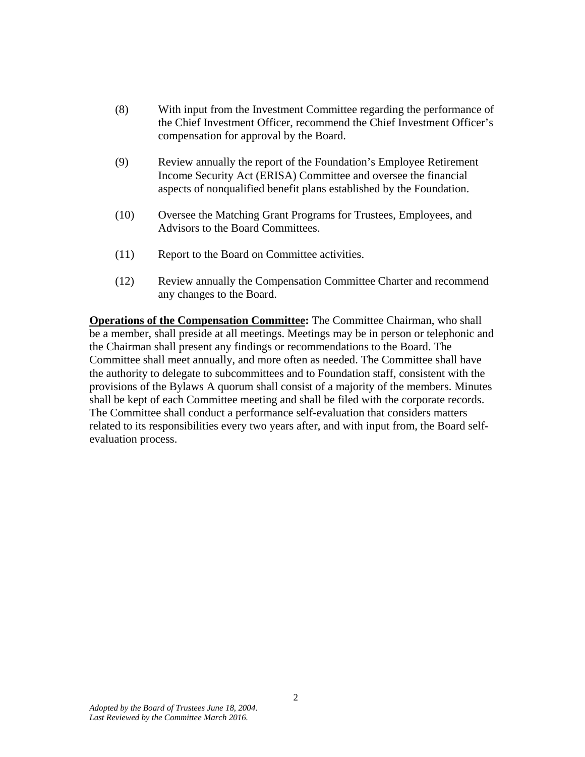(8) With input from the Investment Committee regarding the performance of the Chief Investment Officer, recommend the Chief Investment Officer's compensation for approval by the Board.

(9) Review annually the report of the Foundation's Employee Retirement Income Security Act (ERISA) Committee and oversee the financial aspects of nonqualified benefit plans established by the Foundation.

(10) Oversee the Matching Grant Programs for Trustees, Employees, and Advisors to the Board Committees.

(11) Report to the Board on Committee activities.

(12) Review annually the Compensation Committee Charter and recommend any changes to the Board.

**Operations of the Compensation Committee:** The Committee Chairman, who shall be a member, shall preside at all meetings. Meetings may be in person or telephonic and the Chairman shall present any findings or recommendations to the Board. The Committee shall meet annually, and more often as needed. The Committee shall have the authority to delegate to subcommittees and to Foundation staff, consistent with the provisions of the Bylaws A quorum shall consist of a majority of the members. Minutes shall be kept of each Committee meeting and shall be filed with the corporate records. The Committee shall conduct a performance self-evaluation that considers matters related to its responsibilities every two years after, and with input from, the Board self-evaluation process.

*Adopted by the Board of Trustees June 18, 2004.*
*Last Reviewed by the Committee March 2016.*